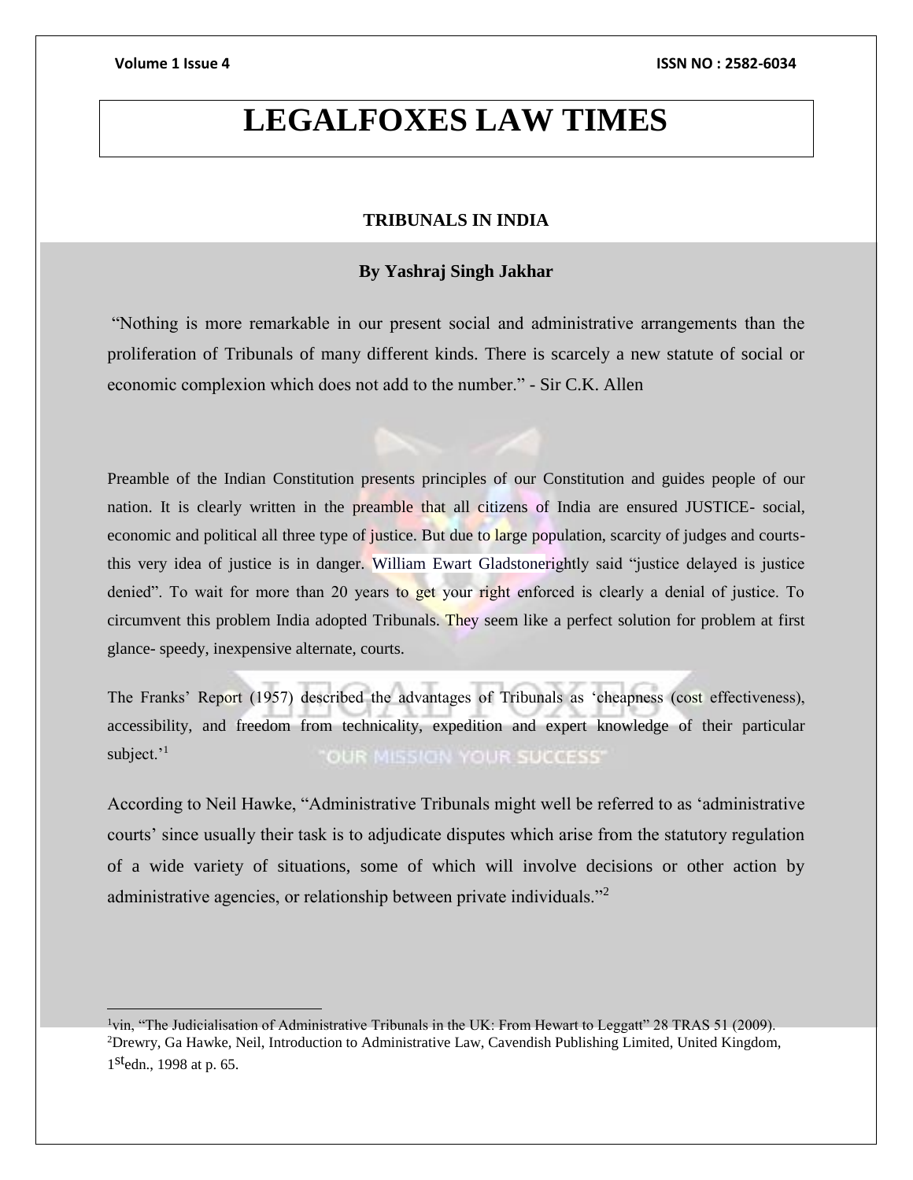# LEGALFOXES LAW TIMES

## TRIBUNALS IN INDIA

### By Yashraj Singh Jakhar

"Nothing is more remarkable in our present social and administrative arrangements than the proliferation of Tribunals of many different kinds. There is scarcely a new statute of social or economic complexion which does not add to the number." - Sir C.K. Allen

Preamble of the Indian Constitution presents principles of our Constitution and guides people of our nation. It is clearly written in the preamble that all citizens of India are ensured JUSTICE- social, economic and political all three type of justice. But due to large population, scarcity of judges and courts- this very idea of justice is in danger. William Ewart Gladstonerightly said "justice delayed is justice denied". To wait for more than 20 years to get your right enforced is clearly a denial of justice. To circumvent this problem India adopted Tribunals. They seem like a perfect solution for problem at first glance- speedy, inexpensive alternate, courts.

The Franks' Report (1957) described the advantages of Tribunals as 'cheapness (cost effectiveness), accessibility, and freedom from technicality, expedition and expert knowledge of their particular subject.'[1]

According to Neil Hawke, "Administrative Tribunals might well be referred to as 'administrative courts' since usually their task is to adjudicate disputes which arise from the statutory regulation of a wide variety of situations, some of which will involve decisions or other action by administrative agencies, or relationship between private individuals."[2]

---

[1]vin, "The Judicialisation of Administrative Tribunals in the UK: From Hewart to Leggatt" 28 TRAS 51 (2009).

[2]Drewry, Ga Hawke, Neil, Introduction to Administrative Law, Cavendish Publishing Limited, United Kingdom, 1stedn., 1998 at p. 65.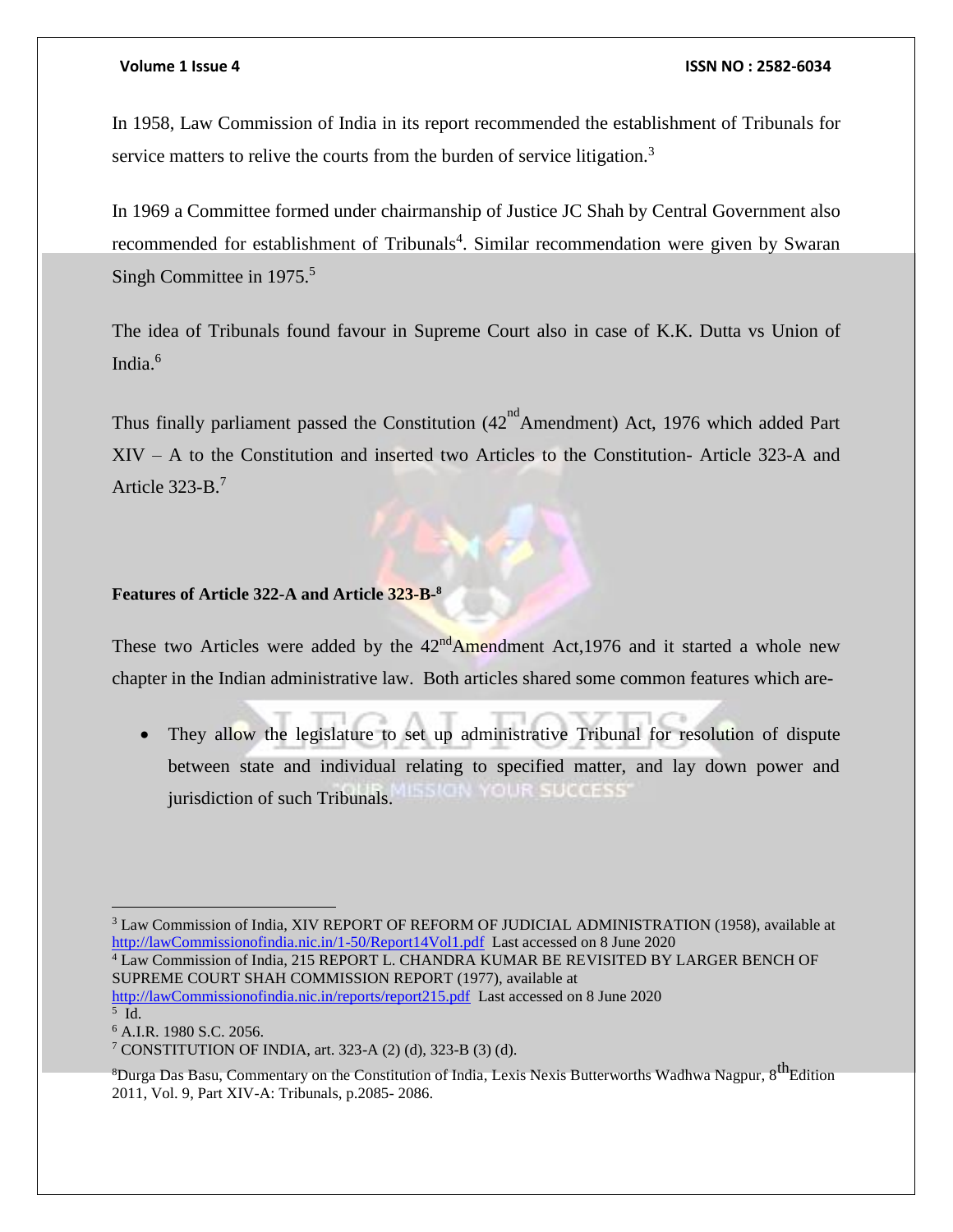In 1958, Law Commission of India in its report recommended the establishment of Tribunals for service matters to relive the courts from the burden of service litigation.[3]

In 1969 a Committee formed under chairmanship of Justice JC Shah by Central Government also recommended for establishment of Tribunals[4]. Similar recommendation were given by Swaran Singh Committee in 1975.[5]

The idea of Tribunals found favour in Supreme Court also in case of K.K. Dutta vs Union of India.[6]

Thus finally parliament passed the Constitution (42nd Amendment) Act, 1976 which added Part XIV – A to the Constitution and inserted two Articles to the Constitution- Article 323-A and Article 323-B.[7]

**Features of Article 322-A and Article 323-B-[8]**

These two Articles were added by the 42nd Amendment Act,1976 and it started a whole new chapter in the Indian administrative law. Both articles shared some common features which are-

- They allow the legislature to set up administrative Tribunal for resolution of dispute between state and individual relating to specified matter, and lay down power and jurisdiction of such Tribunals.

---

[3] Law Commission of India, XIV REPORT OF REFORM OF JUDICIAL ADMINISTRATION (1958), available at http://lawCommissionofindia.nic.in/1-50/Report14Vol1.pdf Last accessed on 8 June 2020

[4] Law Commission of India, 215 REPORT L. CHANDRA KUMAR BE REVISITED BY LARGER BENCH OF SUPREME COURT SHAH COMMISSION REPORT (1977), available at http://lawCommissionofindia.nic.in/reports/report215.pdf Last accessed on 8 June 2020

[5] Id.

[6] A.I.R. 1980 S.C. 2056.

[7] CONSTITUTION OF INDIA, art. 323-A (2) (d), 323-B (3) (d).

[8] Durga Das Basu, Commentary on the Constitution of India, Lexis Nexis Butterworths Wadhwa Nagpur, 8th Edition 2011, Vol. 9, Part XIV-A: Tribunals, p.2085- 2086.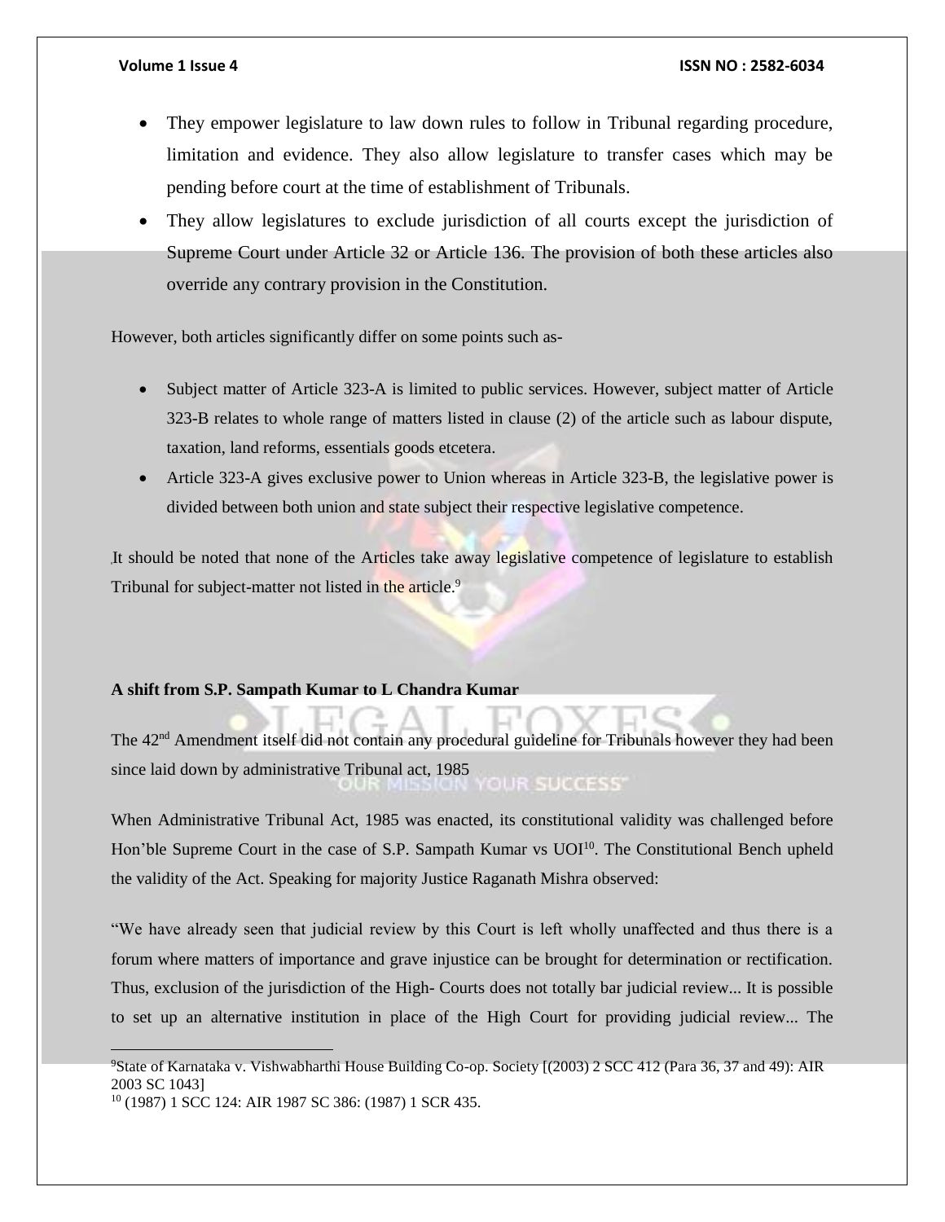- They empower legislature to law down rules to follow in Tribunal regarding procedure, limitation and evidence. They also allow legislature to transfer cases which may be pending before court at the time of establishment of Tribunals.
- They allow legislatures to exclude jurisdiction of all courts except the jurisdiction of Supreme Court under Article 32 or Article 136. The provision of both these articles also override any contrary provision in the Constitution.

However, both articles significantly differ on some points such as-

- Subject matter of Article 323-A is limited to public services. However, subject matter of Article 323-B relates to whole range of matters listed in clause (2) of the article such as labour dispute, taxation, land reforms, essentials goods etcetera.
- Article 323-A gives exclusive power to Union whereas in Article 323-B, the legislative power is divided between both union and state subject their respective legislative competence.

It should be noted that none of the Articles take away legislative competence of legislature to establish Tribunal for subject-matter not listed in the article.[9]

**A shift from S.P. Sampath Kumar to L Chandra Kumar**

The 42nd Amendment itself did not contain any procedural guideline for Tribunals however they had been since laid down by administrative Tribunal act, 1985

When Administrative Tribunal Act, 1985 was enacted, its constitutional validity was challenged before Hon'ble Supreme Court in the case of S.P. Sampath Kumar vs UOI[10]. The Constitutional Bench upheld the validity of the Act. Speaking for majority Justice Raganath Mishra observed:

"We have already seen that judicial review by this Court is left wholly unaffected and thus there is a forum where matters of importance and grave injustice can be brought for determination or rectification. Thus, exclusion of the jurisdiction of the High- Courts does not totally bar judicial review... It is possible to set up an alternative institution in place of the High Court for providing judicial review... The

[9] State of Karnataka v. Vishwabharthi House Building Co-op. Society [(2003) 2 SCC 412 (Para 36, 37 and 49): AIR 2003 SC 1043]

[10] (1987) 1 SCC 124: AIR 1987 SC 386: (1987) 1 SCR 435.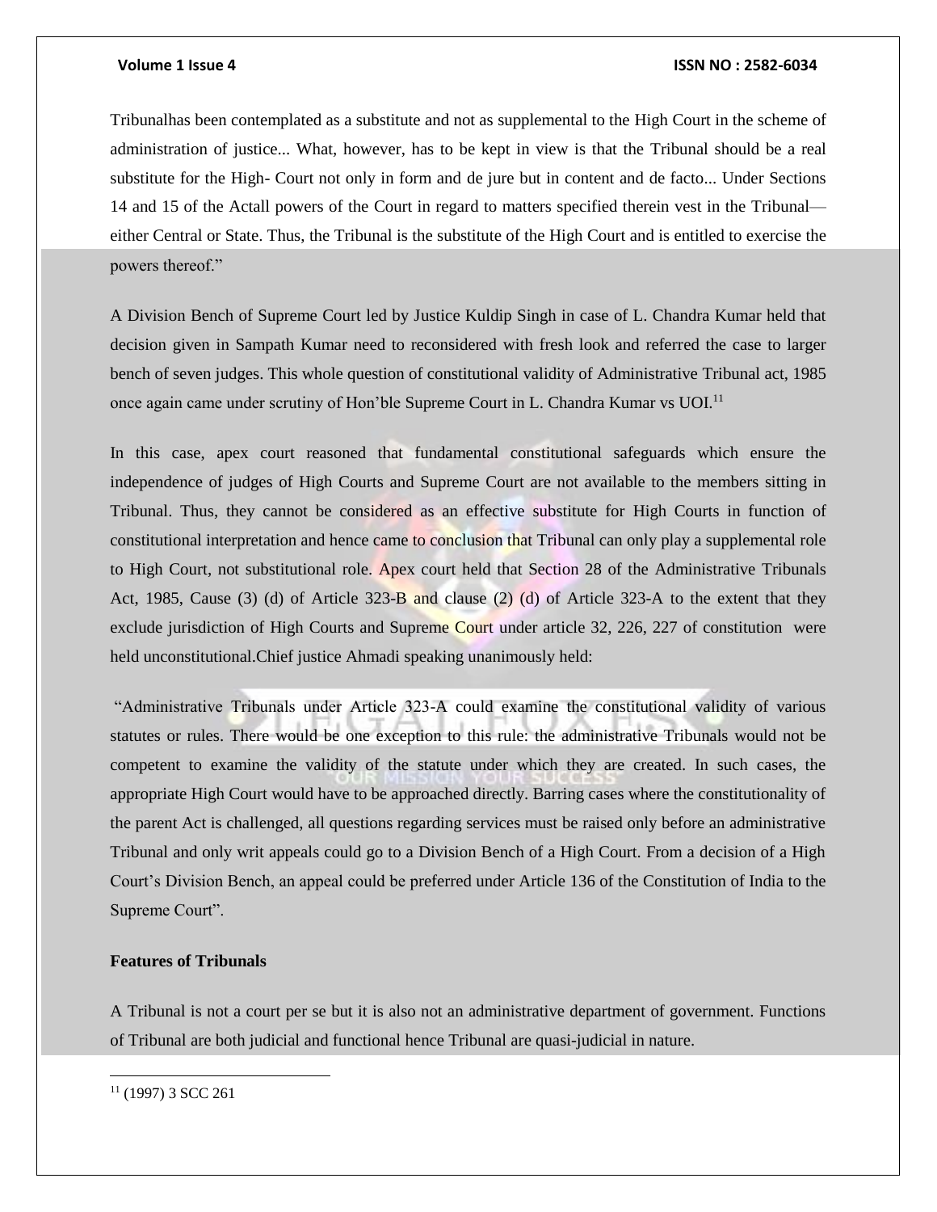Tribunalhas been contemplated as a substitute and not as supplemental to the High Court in the scheme of administration of justice... What, however, has to be kept in view is that the Tribunal should be a real substitute for the High- Court not only in form and de jure but in content and de facto... Under Sections 14 and 15 of the Actall powers of the Court in regard to matters specified therein vest in the Tribunal—either Central or State. Thus, the Tribunal is the substitute of the High Court and is entitled to exercise the powers thereof."

A Division Bench of Supreme Court led by Justice Kuldip Singh in case of L. Chandra Kumar held that decision given in Sampath Kumar need to reconsidered with fresh look and referred the case to larger bench of seven judges. This whole question of constitutional validity of Administrative Tribunal act, 1985 once again came under scrutiny of Hon'ble Supreme Court in L. Chandra Kumar vs UOI.[11]

In this case, apex court reasoned that fundamental constitutional safeguards which ensure the independence of judges of High Courts and Supreme Court are not available to the members sitting in Tribunal. Thus, they cannot be considered as an effective substitute for High Courts in function of constitutional interpretation and hence came to conclusion that Tribunal can only play a supplemental role to High Court, not substitutional role. Apex court held that Section 28 of the Administrative Tribunals Act, 1985, Cause (3) (d) of Article 323-B and clause (2) (d) of Article 323-A to the extent that they exclude jurisdiction of High Courts and Supreme Court under article 32, 226, 227 of constitution were held unconstitutional.Chief justice Ahmadi speaking unanimously held:

"Administrative Tribunals under Article 323-A could examine the constitutional validity of various statutes or rules. There would be one exception to this rule: the administrative Tribunals would not be competent to examine the validity of the statute under which they are created. In such cases, the appropriate High Court would have to be approached directly. Barring cases where the constitutionality of the parent Act is challenged, all questions regarding services must be raised only before an administrative Tribunal and only writ appeals could go to a Division Bench of a High Court. From a decision of a High Court's Division Bench, an appeal could be preferred under Article 136 of the Constitution of India to the Supreme Court".

**Features of Tribunals**

A Tribunal is not a court per se but it is also not an administrative department of government. Functions of Tribunal are both judicial and functional hence Tribunal are quasi-judicial in nature.

---

[11] (1997) 3 SCC 261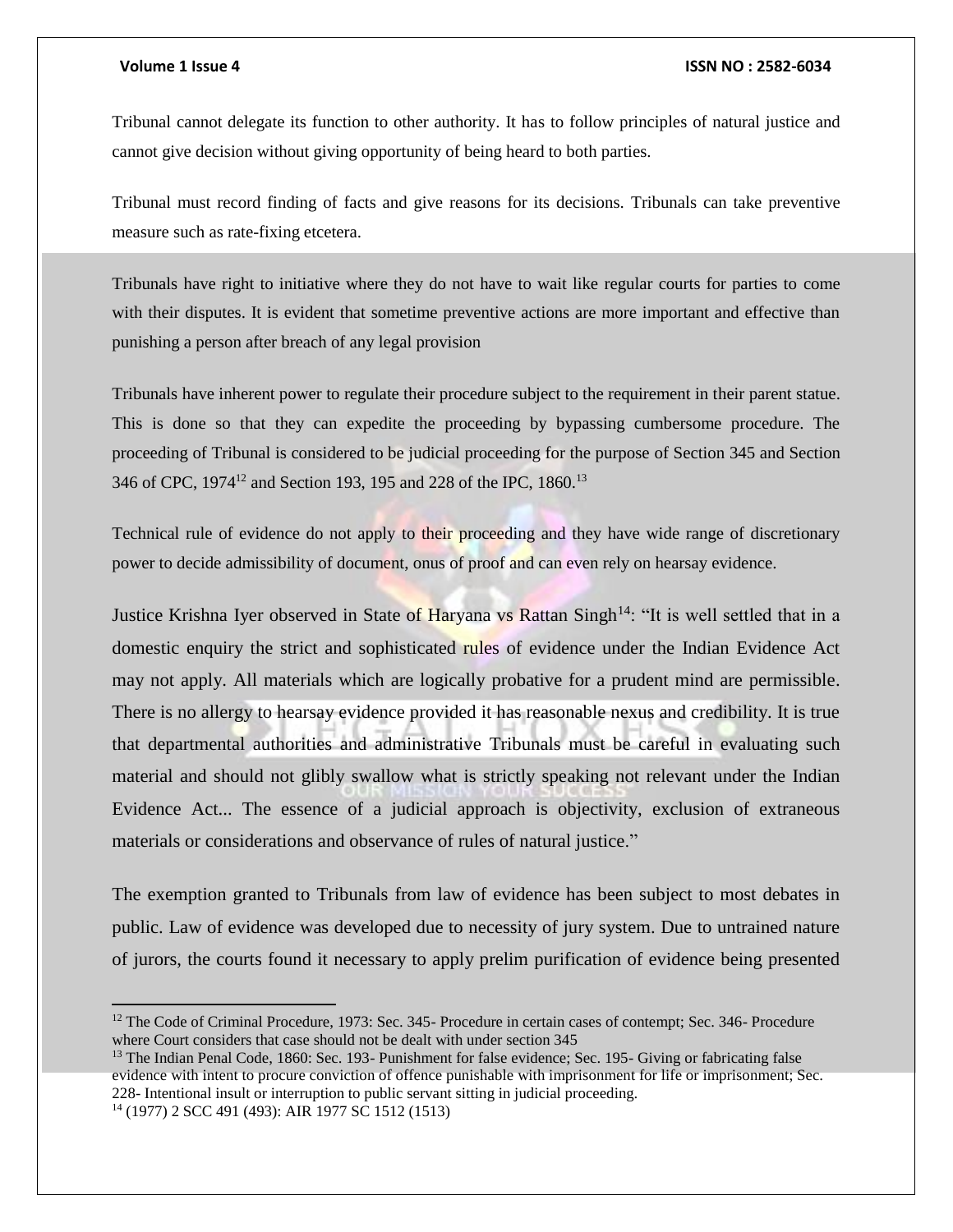Tribunal cannot delegate its function to other authority. It has to follow principles of natural justice and cannot give decision without giving opportunity of being heard to both parties.

Tribunal must record finding of facts and give reasons for its decisions. Tribunals can take preventive measure such as rate-fixing etcetera.

Tribunals have right to initiative where they do not have to wait like regular courts for parties to come with their disputes. It is evident that sometime preventive actions are more important and effective than punishing a person after breach of any legal provision

Tribunals have inherent power to regulate their procedure subject to the requirement in their parent statue. This is done so that they can expedite the proceeding by bypassing cumbersome procedure. The proceeding of Tribunal is considered to be judicial proceeding for the purpose of Section 345 and Section 346 of CPC, 1974[12] and Section 193, 195 and 228 of the IPC, 1860.[13]

Technical rule of evidence do not apply to their proceeding and they have wide range of discretionary power to decide admissibility of document, onus of proof and can even rely on hearsay evidence.

Justice Krishna Iyer observed in State of Haryana vs Rattan Singh[14]: "It is well settled that in a domestic enquiry the strict and sophisticated rules of evidence under the Indian Evidence Act may not apply. All materials which are logically probative for a prudent mind are permissible. There is no allergy to hearsay evidence provided it has reasonable nexus and credibility. It is true that departmental authorities and administrative Tribunals must be careful in evaluating such material and should not glibly swallow what is strictly speaking not relevant under the Indian Evidence Act... The essence of a judicial approach is objectivity, exclusion of extraneous materials or considerations and observance of rules of natural justice."

The exemption granted to Tribunals from law of evidence has been subject to most debates in public. Law of evidence was developed due to necessity of jury system. Due to untrained nature of jurors, the courts found it necessary to apply prelim purification of evidence being presented

---

[12] The Code of Criminal Procedure, 1973: Sec. 345- Procedure in certain cases of contempt; Sec. 346- Procedure where Court considers that case should not be dealt with under section 345

[13] The Indian Penal Code, 1860: Sec. 193- Punishment for false evidence; Sec. 195- Giving or fabricating false evidence with intent to procure conviction of offence punishable with imprisonment for life or imprisonment; Sec. 228- Intentional insult or interruption to public servant sitting in judicial proceeding.

[14] (1977) 2 SCC 491 (493): AIR 1977 SC 1512 (1513)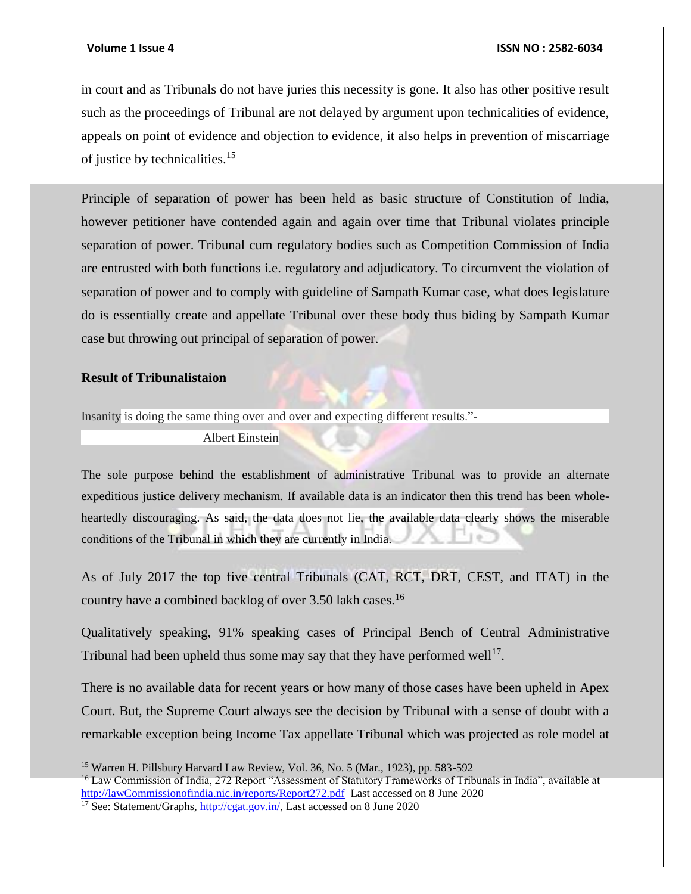in court and as Tribunals do not have juries this necessity is gone. It also has other positive result such as the proceedings of Tribunal are not delayed by argument upon technicalities of evidence, appeals on point of evidence and objection to evidence, it also helps in prevention of miscarriage of justice by technicalities.[15]

Principle of separation of power has been held as basic structure of Constitution of India, however petitioner have contended again and again over time that Tribunal violates principle separation of power. Tribunal cum regulatory bodies such as Competition Commission of India are entrusted with both functions i.e. regulatory and adjudicatory. To circumvent the violation of separation of power and to comply with guideline of Sampath Kumar case, what does legislature do is essentially create and appellate Tribunal over these body thus biding by Sampath Kumar case but throwing out principal of separation of power.

**Result of Tribunalistaion**

Insanity is doing the same thing over and over and expecting different results."-

Albert Einstein

The sole purpose behind the establishment of administrative Tribunal was to provide an alternate expeditious justice delivery mechanism. If available data is an indicator then this trend has been whole-heartedly discouraging. As said, the data does not lie, the available data clearly shows the miserable conditions of the Tribunal in which they are currently in India.

As of July 2017 the top five central Tribunals (CAT, RCT, DRT, CEST, and ITAT) in the country have a combined backlog of over 3.50 lakh cases.[16]

Qualitatively speaking, 91% speaking cases of Principal Bench of Central Administrative Tribunal had been upheld thus some may say that they have performed well[17].

There is no available data for recent years or how many of those cases have been upheld in Apex Court. But, the Supreme Court always see the decision by Tribunal with a sense of doubt with a remarkable exception being Income Tax appellate Tribunal which was projected as role model at

---

[15] Warren H. Pillsbury Harvard Law Review, Vol. 36, No. 5 (Mar., 1923), pp. 583-592

[16] Law Commission of India, 272 Report "Assessment of Statutory Frameworks of Tribunals in India", available at http://lawCommissionofindia.nic.in/reports/Report272.pdf Last accessed on 8 June 2020

[17] See: Statement/Graphs, http://cgat.gov.in/, Last accessed on 8 June 2020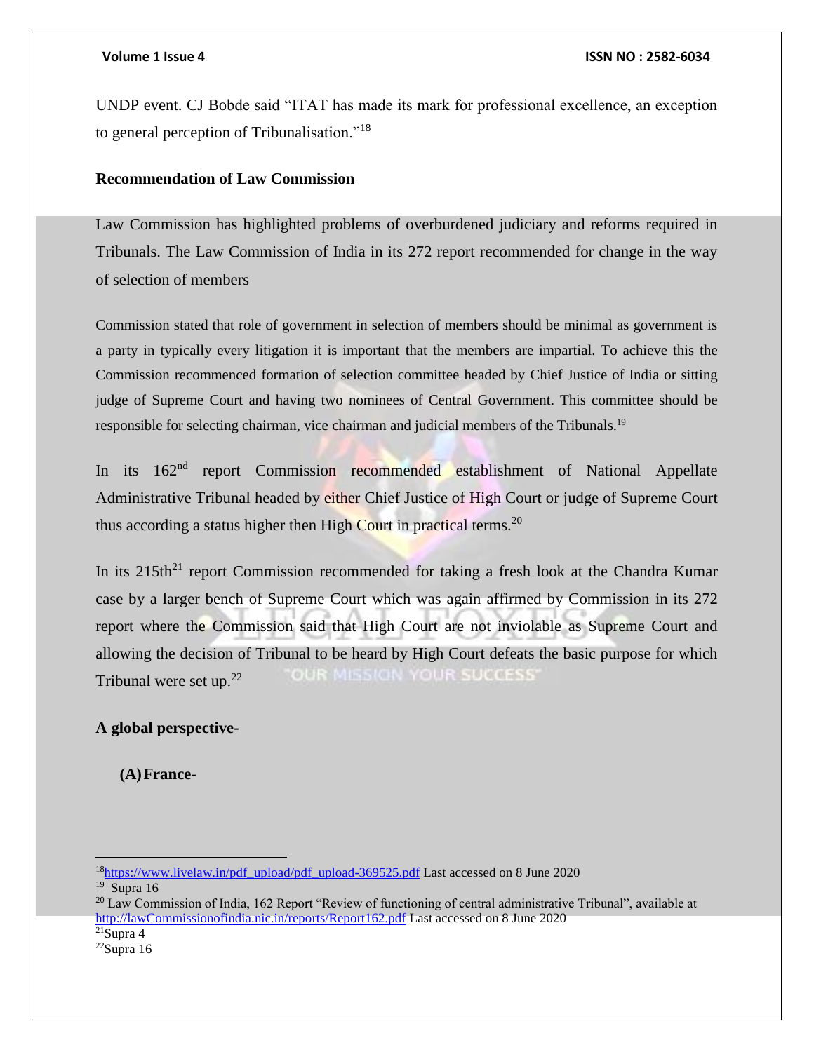UNDP event. CJ Bobde said "ITAT has made its mark for professional excellence, an exception to general perception of Tribunalisation."[18]

**Recommendation of Law Commission**

Law Commission has highlighted problems of overburdened judiciary and reforms required in Tribunals. The Law Commission of India in its 272 report recommended for change in the way of selection of members

Commission stated that role of government in selection of members should be minimal as government is a party in typically every litigation it is important that the members are impartial. To achieve this the Commission recommenced formation of selection committee headed by Chief Justice of India or sitting judge of Supreme Court and having two nominees of Central Government. This committee should be responsible for selecting chairman, vice chairman and judicial members of the Tribunals.[19]

In its 162nd report Commission recommended establishment of National Appellate Administrative Tribunal headed by either Chief Justice of High Court or judge of Supreme Court thus according a status higher then High Court in practical terms.[20]

In its 215th[21] report Commission recommended for taking a fresh look at the Chandra Kumar case by a larger bench of Supreme Court which was again affirmed by Commission in its 272 report where the Commission said that High Court are not inviolable as Supreme Court and allowing the decision of Tribunal to be heard by High Court defeats the basic purpose for which Tribunal were set up.[22]

**A global perspective-**

**(A) France-**

---

[18] https://www.livelaw.in/pdf_upload/pdf_upload-369525.pdf Last accessed on 8 June 2020

[19] Supra 16

[20] Law Commission of India, 162 Report "Review of functioning of central administrative Tribunal", available at http://lawCommissionofindia.nic.in/reports/Report162.pdf Last accessed on 8 June 2020

[21] Supra 4

[22] Supra 16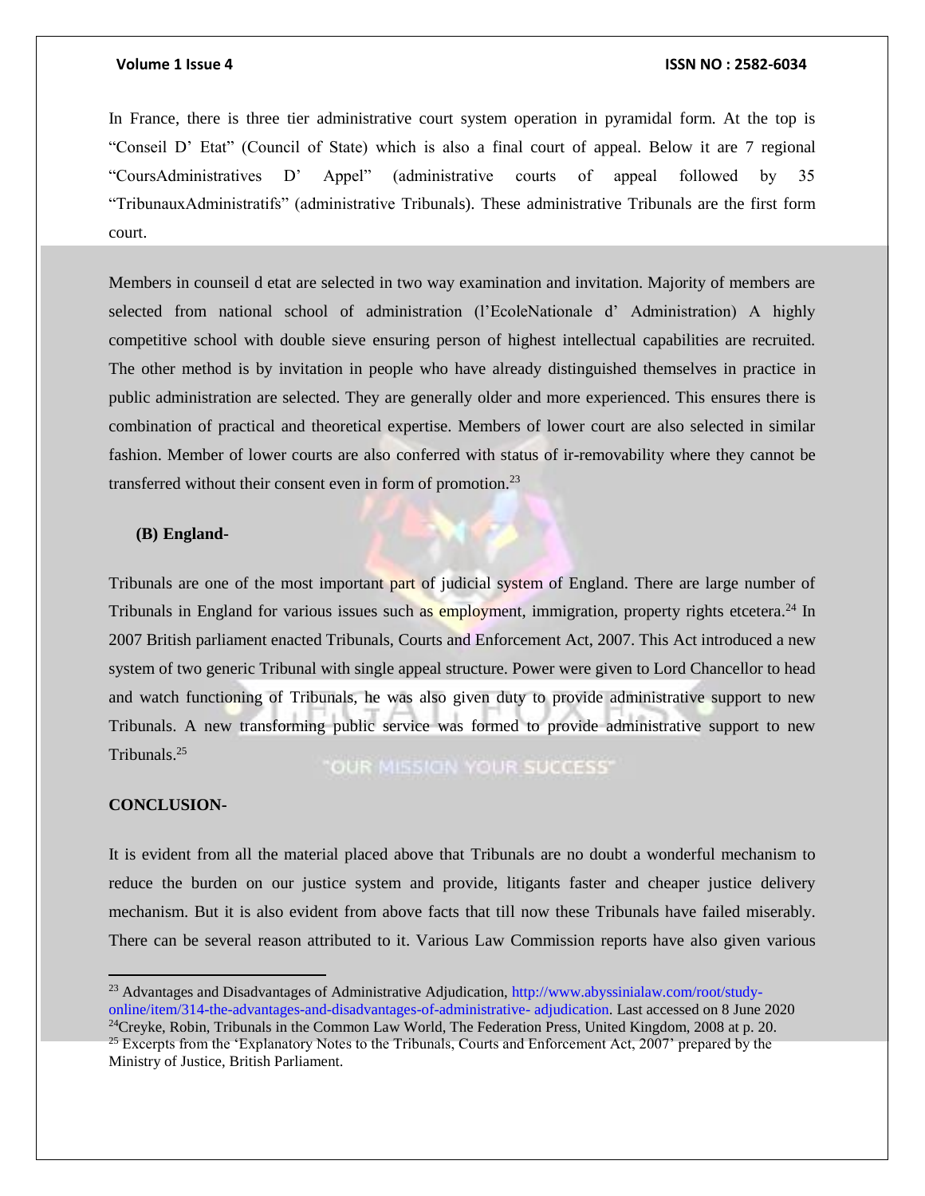In France, there is three tier administrative court system operation in pyramidal form. At the top is "Conseil D' Etat" (Council of State) which is also a final court of appeal. Below it are 7 regional "CoursAdministratives D' Appel" (administrative courts of appeal followed by 35 "TribunauxAdministratifs" (administrative Tribunals). These administrative Tribunals are the first form court.

Members in counseil d etat are selected in two way examination and invitation. Majority of members are selected from national school of administration (l'EcoleNationale d' Administration) A highly competitive school with double sieve ensuring person of highest intellectual capabilities are recruited. The other method is by invitation in people who have already distinguished themselves in practice in public administration are selected. They are generally older and more experienced. This ensures there is combination of practical and theoretical expertise. Members of lower court are also selected in similar fashion. Member of lower courts are also conferred with status of ir-removability where they cannot be transferred without their consent even in form of promotion.[23]

**(B) England-**

Tribunals are one of the most important part of judicial system of England. There are large number of Tribunals in England for various issues such as employment, immigration, property rights etcetera.[24] In 2007 British parliament enacted Tribunals, Courts and Enforcement Act, 2007. This Act introduced a new system of two generic Tribunal with single appeal structure. Power were given to Lord Chancellor to head and watch functioning of Tribunals, he was also given duty to provide administrative support to new Tribunals. A new transforming public service was formed to provide administrative support to new Tribunals.[25]

**CONCLUSION-**

It is evident from all the material placed above that Tribunals are no doubt a wonderful mechanism to reduce the burden on our justice system and provide, litigants faster and cheaper justice delivery mechanism. But it is also evident from above facts that till now these Tribunals have failed miserably. There can be several reason attributed to it. Various Law Commission reports have also given various

---

[23] Advantages and Disadvantages of Administrative Adjudication, http://www.abyssinialaw.com/root/study-online/item/314-the-advantages-and-disadvantages-of-administrative- adjudication. Last accessed on 8 June 2020

[24] Creyke, Robin, Tribunals in the Common Law World, The Federation Press, United Kingdom, 2008 at p. 20.

[25] Excerpts from the 'Explanatory Notes to the Tribunals, Courts and Enforcement Act, 2007' prepared by the Ministry of Justice, British Parliament.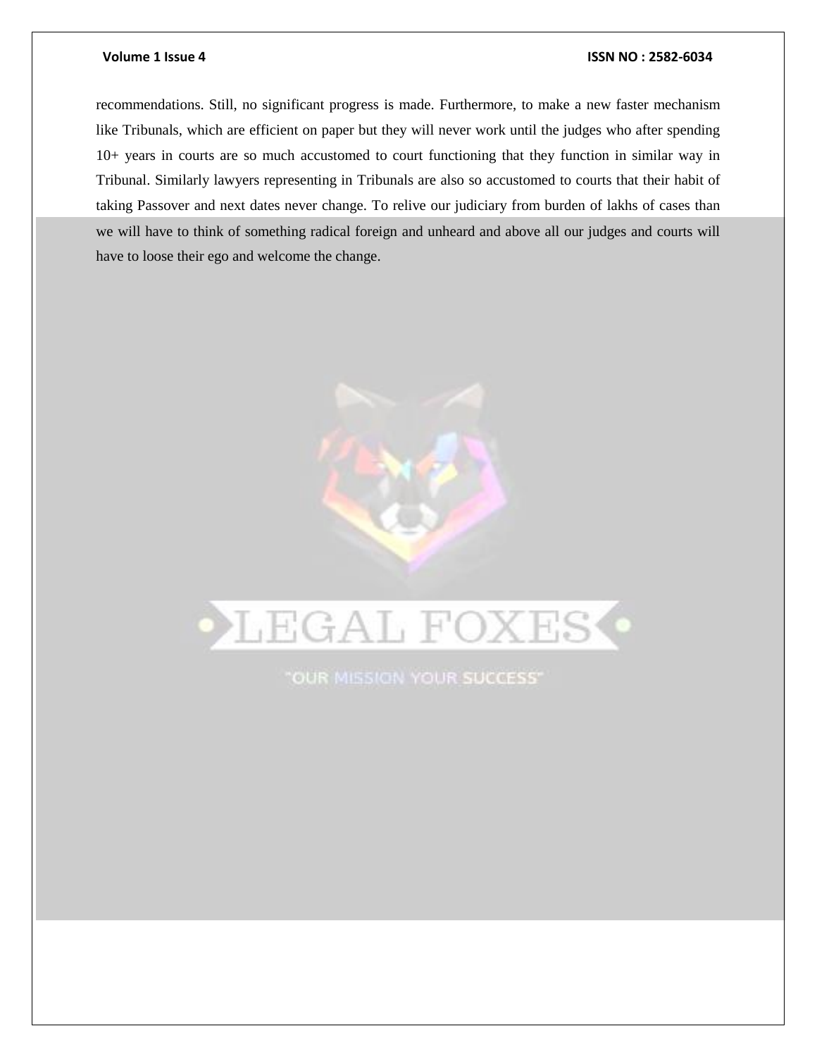recommendations. Still, no significant progress is made. Furthermore, to make a new faster mechanism like Tribunals, which are efficient on paper but they will never work until the judges who after spending 10+ years in courts are so much accustomed to court functioning that they function in similar way in Tribunal. Similarly lawyers representing in Tribunals are also so accustomed to courts that their habit of taking Passover and next dates never change. To relive our judiciary from burden of lakhs of cases than we will have to think of something radical foreign and unheard and above all our judges and courts will have to loose their ego and welcome the change.